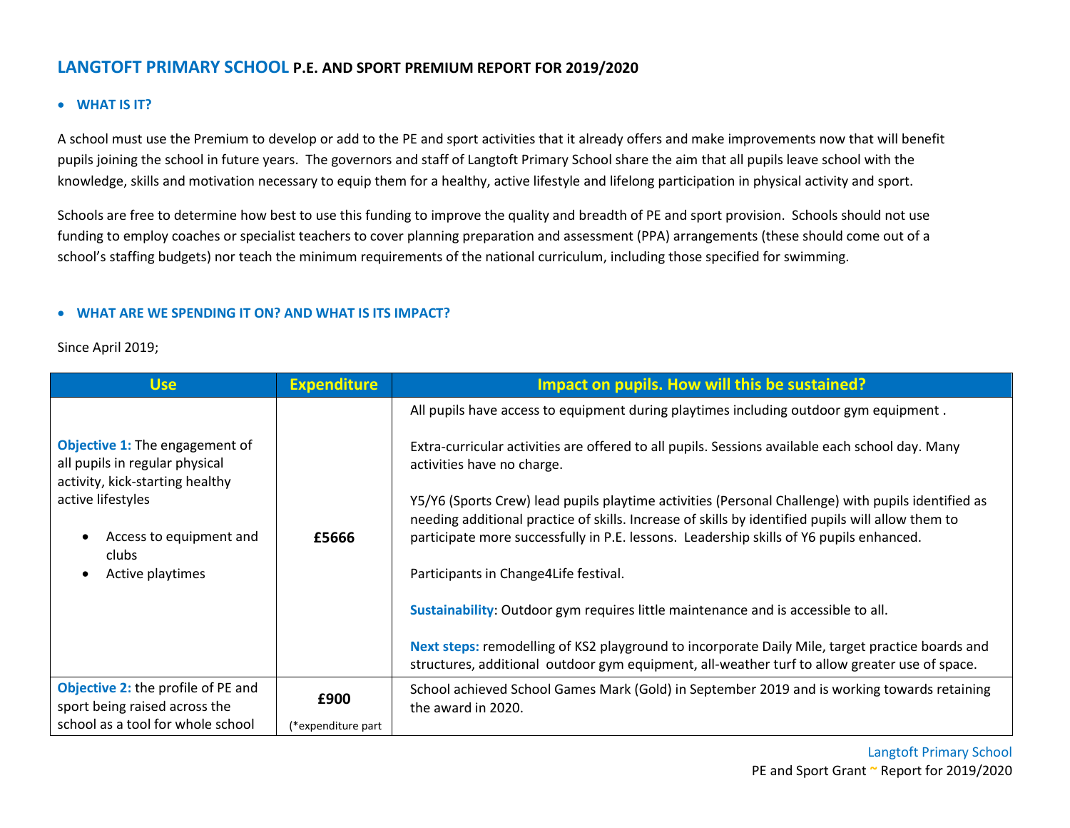# LANGTOFT PRIMARY SCHOOL P.E. AND SPORT PREMIUM REPORT FOR 2019/2020

- **WHAT IS IT?**

A school must use the Premium to develop or add to the PE and sport activities that it already offers and make improvements now that will benefit pupils joining the school in future years. The governors and staff of Langtoft Primary School share the aim that all pupils leave school with the knowledge, skills and motivation necessary to equip them for a healthy, active lifestyle and lifelong participation in physical activity and sport.

Schools are free to determine how best to use this funding to improve the quality and breadth of PE and sport provision. Schools should not use funding to employ coaches or specialist teachers to cover planning preparation and assessment (PPA) arrangements (these should come out of a school's staffing budgets) nor teach the minimum requirements of the national curriculum, including those specified for swimming.

- **WHAT ARE WE SPENDING IT ON? AND WHAT IS ITS IMPACT?**

Since April 2019;

| Use | Expenditure | Impact on pupils. How will this be sustained? |
|---|---|---|
| **Objective 1:** The engagement of all pupils in regular physical activity, kick-starting healthy active lifestyles<br>• Access to equipment and clubs<br>• Active playtimes | **£5666** | All pupils have access to equipment during playtimes including outdoor gym equipment .<br><br>Extra-curricular activities are offered to all pupils. Sessions available each school day. Many activities have no charge.<br><br>Y5/Y6 (Sports Crew) lead pupils playtime activities (Personal Challenge) with pupils identified as needing additional practice of skills. Increase of skills by identified pupils will allow them to participate more successfully in P.E. lessons. Leadership skills of Y6 pupils enhanced.<br><br>Participants in Change4Life festival.<br><br>**Sustainability**: Outdoor gym requires little maintenance and is accessible to all.<br><br>**Next steps:** remodelling of KS2 playground to incorporate Daily Mile, target practice boards and structures, additional outdoor gym equipment, all-weather turf to allow greater use of space. |
| **Objective 2:** the profile of PE and sport being raised across the school as a tool for whole school | **£900**<br>(*expenditure part | School achieved School Games Mark (Gold) in September 2019 and is working towards retaining the award in 2020. |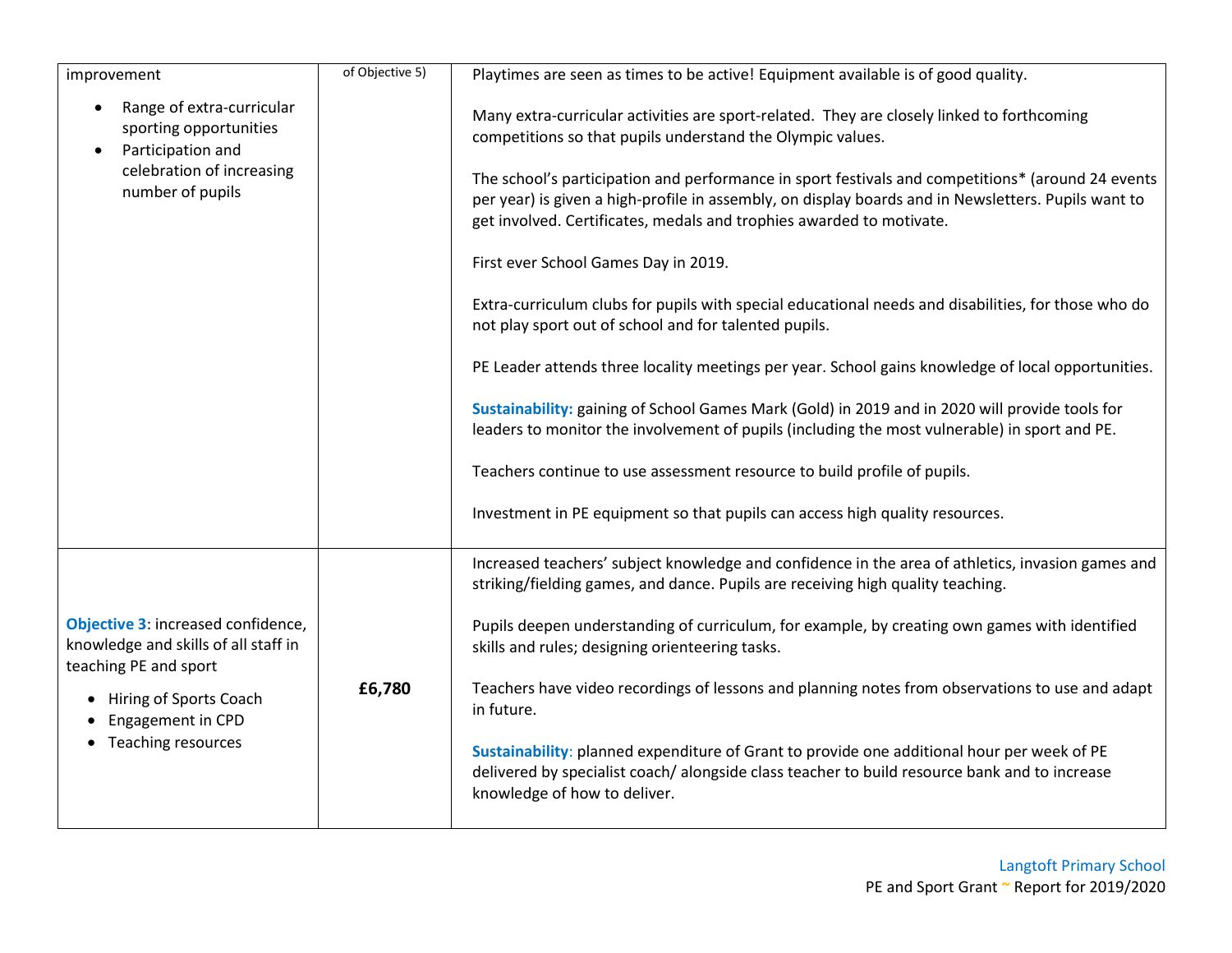| | | |
|---|---|---|
| improvement<br>• Range of extra-curricular sporting opportunities<br>• Participation and celebration of increasing number of pupils | of Objective 5) | Playtimes are seen as times to be active! Equipment available is of good quality.<br><br>Many extra-curricular activities are sport-related. They are closely linked to forthcoming competitions so that pupils understand the Olympic values.<br><br>The school's participation and performance in sport festivals and competitions* (around 24 events per year) is given a high-profile in assembly, on display boards and in Newsletters. Pupils want to get involved. Certificates, medals and trophies awarded to motivate.<br><br>First ever School Games Day in 2019.<br><br>Extra-curriculum clubs for pupils with special educational needs and disabilities, for those who do not play sport out of school and for talented pupils.<br><br>PE Leader attends three locality meetings per year. School gains knowledge of local opportunities.<br><br>**Sustainability:** gaining of School Games Mark (Gold) in 2019 and in 2020 will provide tools for leaders to monitor the involvement of pupils (including the most vulnerable) in sport and PE.<br><br>Teachers continue to use assessment resource to build profile of pupils.<br><br>Investment in PE equipment so that pupils can access high quality resources. |
| **Objective 3**: increased confidence, knowledge and skills of all staff in teaching PE and sport<br>• Hiring of Sports Coach<br>• Engagement in CPD<br>• Teaching resources | **£6,780** | Increased teachers' subject knowledge and confidence in the area of athletics, invasion games and striking/fielding games, and dance. Pupils are receiving high quality teaching.<br><br>Pupils deepen understanding of curriculum, for example, by creating own games with identified skills and rules; designing orienteering tasks.<br><br>Teachers have video recordings of lessons and planning notes from observations to use and adapt in future.<br><br>**Sustainability**: planned expenditure of Grant to provide one additional hour per week of PE delivered by specialist coach/ alongside class teacher to build resource bank and to increase knowledge of how to deliver. |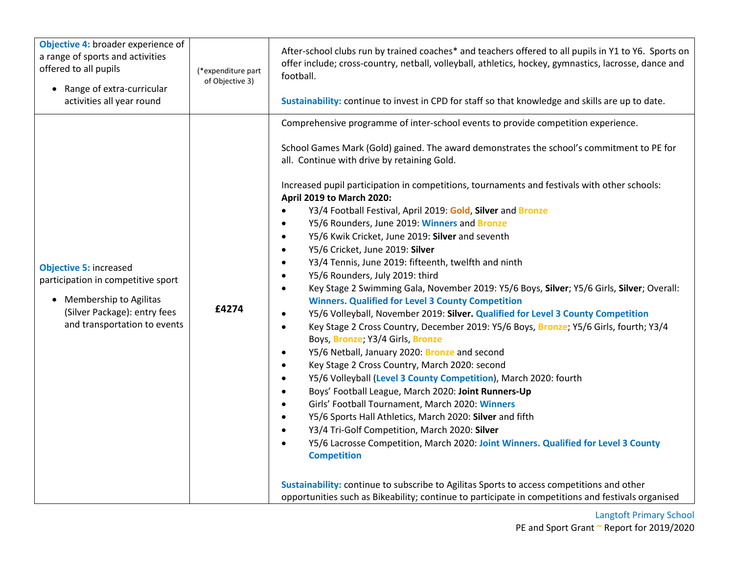| | | |
|---|---|---|
| **Objective 4:** broader experience of a range of sports and activities offered to all pupils<br>• Range of extra-curricular activities all year round | (*expenditure part of Objective 3) | After-school clubs run by trained coaches* and teachers offered to all pupils in Y1 to Y6. Sports on offer include; cross-country, netball, volleyball, athletics, hockey, gymnastics, lacrosse, dance and football.<br><br>**Sustainability:** continue to invest in CPD for staff so that knowledge and skills are up to date. |
| **Objective 5:** increased participation in competitive sport<br>• Membership to Agilitas (Silver Package): entry fees and transportation to events | **£4274** | Comprehensive programme of inter-school events to provide competition experience.<br><br>School Games Mark (Gold) gained. The award demonstrates the school's commitment to PE for all. Continue with drive by retaining Gold.<br><br>Increased pupil participation in competitions, tournaments and festivals with other schools:<br>**April 2019 to March 2020:**<br>• Y3/4 Football Festival, April 2019: **Gold**, **Silver** and **Bronze**<br>• Y5/6 Rounders, June 2019: **Winners** and **Bronze**<br>• Y5/6 Kwik Cricket, June 2019: **Silver** and seventh<br>• Y5/6 Cricket, June 2019: **Silver**<br>• Y3/4 Tennis, June 2019: fifteenth, twelfth and ninth<br>• Y5/6 Rounders, July 2019: third<br>• Key Stage 2 Swimming Gala, November 2019: Y5/6 Boys, **Silver**; Y5/6 Girls, **Silver**; Overall: **Winners. Qualified for Level 3 County Competition**<br>• Y5/6 Volleyball, November 2019: **Silver. Qualified for Level 3 County Competition**<br>• Key Stage 2 Cross Country, December 2019: Y5/6 Boys, **Bronze**; Y5/6 Girls, fourth; Y3/4 Boys, **Bronze**; Y3/4 Girls, **Bronze**<br>• Y5/6 Netball, January 2020: **Bronze** and second<br>• Key Stage 2 Cross Country, March 2020: second<br>• Y5/6 Volleyball (**Level 3 County Competition**), March 2020: fourth<br>• Boys' Football League, March 2020: **Joint Runners-Up**<br>• Girls' Football Tournament, March 2020: **Winners**<br>• Y5/6 Sports Hall Athletics, March 2020: **Silver** and fifth<br>• Y3/4 Tri-Golf Competition, March 2020: **Silver**<br>• Y5/6 Lacrosse Competition, March 2020: **Joint Winners. Qualified for Level 3 County Competition**<br><br>**Sustainability:** continue to subscribe to Agilitas Sports to access competitions and other opportunities such as Bikeability; continue to participate in competitions and festivals organised |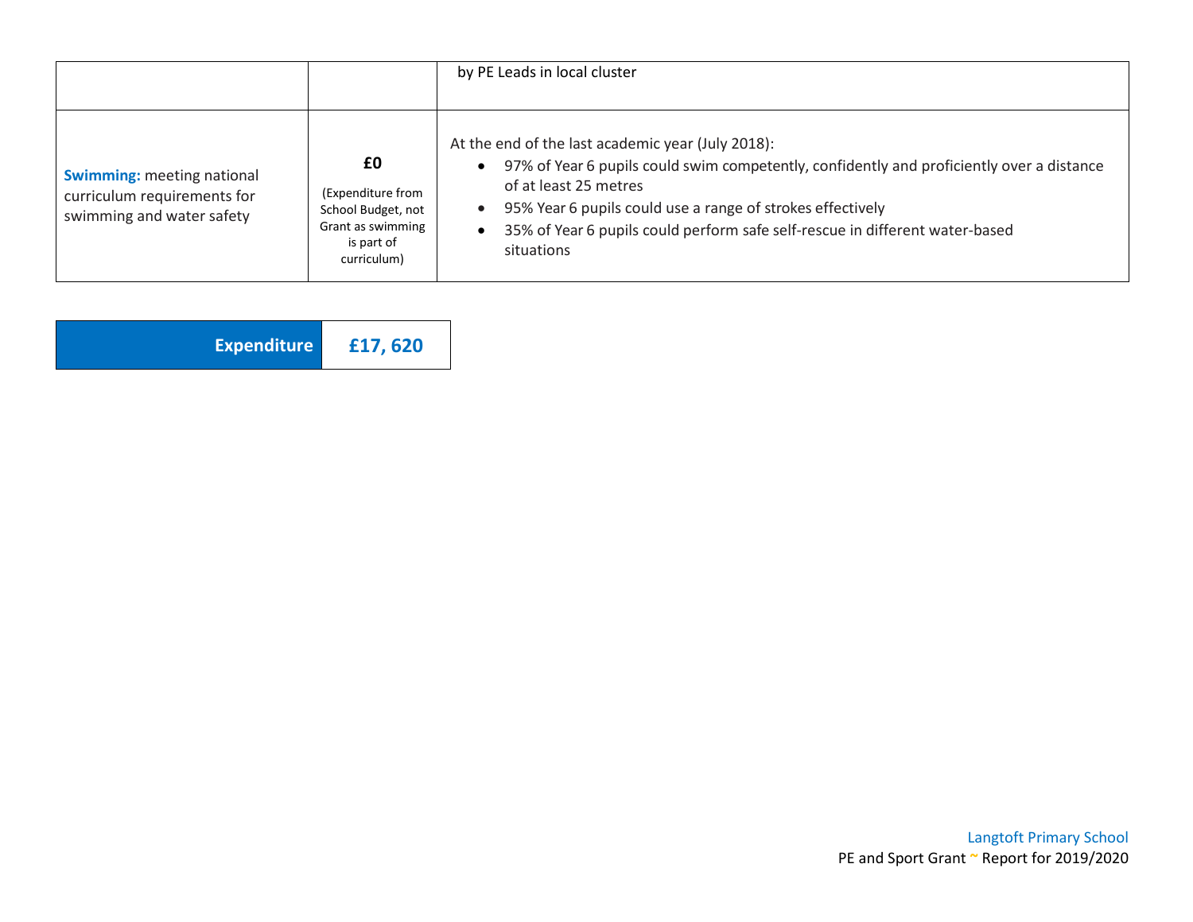| | | |
|---|---|---|
| | | by PE Leads in local cluster |
| **Swimming:** meeting national curriculum requirements for swimming and water safety | **£0** (Expenditure from School Budget, not Grant as swimming is part of curriculum) | At the end of the last academic year (July 2018):<br>• 97% of Year 6 pupils could swim competently, confidently and proficiently over a distance of at least 25 metres<br>• 95% Year 6 pupils could use a range of strokes effectively<br>• 35% of Year 6 pupils could perform safe self-rescue in different water-based situations |

| | |
|---|---|
| **Expenditure** | **£17, 620** |